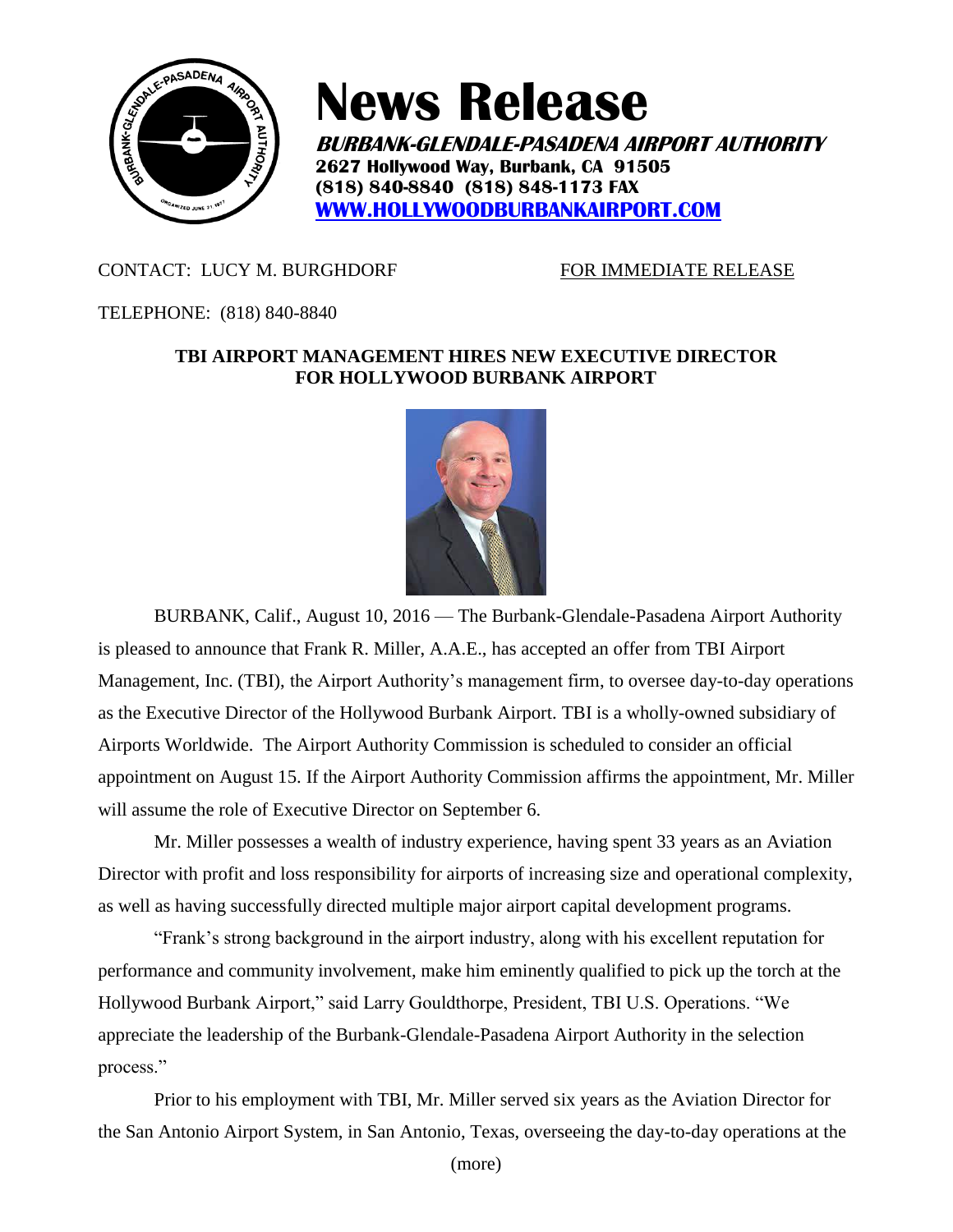# News Release

***BURBANK-GLENDALE-PASADENA AIRPORT AUTHORITY***
**2627 Hollywood Way, Burbank, CA 91505**
**(818) 840-8840 (818) 848-1173 FAX**
**WWW.HOLLYWOODBURBANKAIRPORT.COM**

CONTACT: LUCY M. BURGHDORF FOR IMMEDIATE RELEASE

TELEPHONE: (818) 840-8840

**TBI AIRPORT MANAGEMENT HIRES NEW EXECUTIVE DIRECTOR FOR HOLLYWOOD BURBANK AIRPORT**

BURBANK, Calif., August 10, 2016 — The Burbank-Glendale-Pasadena Airport Authority is pleased to announce that Frank R. Miller, A.A.E., has accepted an offer from TBI Airport Management, Inc. (TBI), the Airport Authority's management firm, to oversee day-to-day operations as the Executive Director of the Hollywood Burbank Airport. TBI is a wholly-owned subsidiary of Airports Worldwide. The Airport Authority Commission is scheduled to consider an official appointment on August 15. If the Airport Authority Commission affirms the appointment, Mr. Miller will assume the role of Executive Director on September 6.

Mr. Miller possesses a wealth of industry experience, having spent 33 years as an Aviation Director with profit and loss responsibility for airports of increasing size and operational complexity, as well as having successfully directed multiple major airport capital development programs.

"Frank's strong background in the airport industry, along with his excellent reputation for performance and community involvement, make him eminently qualified to pick up the torch at the Hollywood Burbank Airport," said Larry Gouldthorpe, President, TBI U.S. Operations. "We appreciate the leadership of the Burbank-Glendale-Pasadena Airport Authority in the selection process."

Prior to his employment with TBI, Mr. Miller served six years as the Aviation Director for the San Antonio Airport System, in San Antonio, Texas, overseeing the day-to-day operations at the

(more)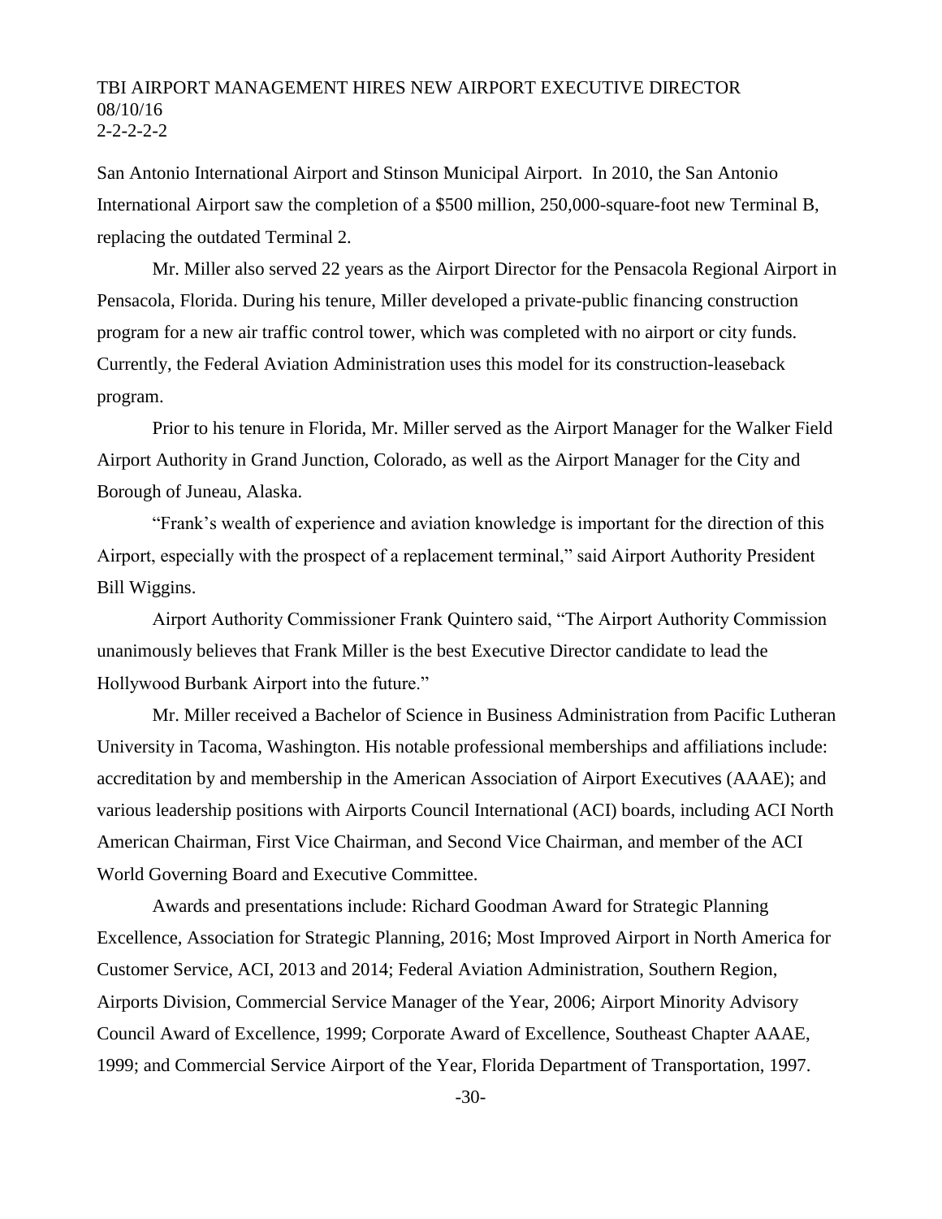San Antonio International Airport and Stinson Municipal Airport. In 2010, the San Antonio International Airport saw the completion of a $500 million, 250,000-square-foot new Terminal B, replacing the outdated Terminal 2.

Mr. Miller also served 22 years as the Airport Director for the Pensacola Regional Airport in Pensacola, Florida. During his tenure, Miller developed a private-public financing construction program for a new air traffic control tower, which was completed with no airport or city funds. Currently, the Federal Aviation Administration uses this model for its construction-leaseback program.

Prior to his tenure in Florida, Mr. Miller served as the Airport Manager for the Walker Field Airport Authority in Grand Junction, Colorado, as well as the Airport Manager for the City and Borough of Juneau, Alaska.

"Frank's wealth of experience and aviation knowledge is important for the direction of this Airport, especially with the prospect of a replacement terminal," said Airport Authority President Bill Wiggins.

Airport Authority Commissioner Frank Quintero said, "The Airport Authority Commission unanimously believes that Frank Miller is the best Executive Director candidate to lead the Hollywood Burbank Airport into the future."

Mr. Miller received a Bachelor of Science in Business Administration from Pacific Lutheran University in Tacoma, Washington. His notable professional memberships and affiliations include: accreditation by and membership in the American Association of Airport Executives (AAAE); and various leadership positions with Airports Council International (ACI) boards, including ACI North American Chairman, First Vice Chairman, and Second Vice Chairman, and member of the ACI World Governing Board and Executive Committee.

Awards and presentations include: Richard Goodman Award for Strategic Planning Excellence, Association for Strategic Planning, 2016; Most Improved Airport in North America for Customer Service, ACI, 2013 and 2014; Federal Aviation Administration, Southern Region, Airports Division, Commercial Service Manager of the Year, 2006; Airport Minority Advisory Council Award of Excellence, 1999; Corporate Award of Excellence, Southeast Chapter AAAE, 1999; and Commercial Service Airport of the Year, Florida Department of Transportation, 1997.

-30-